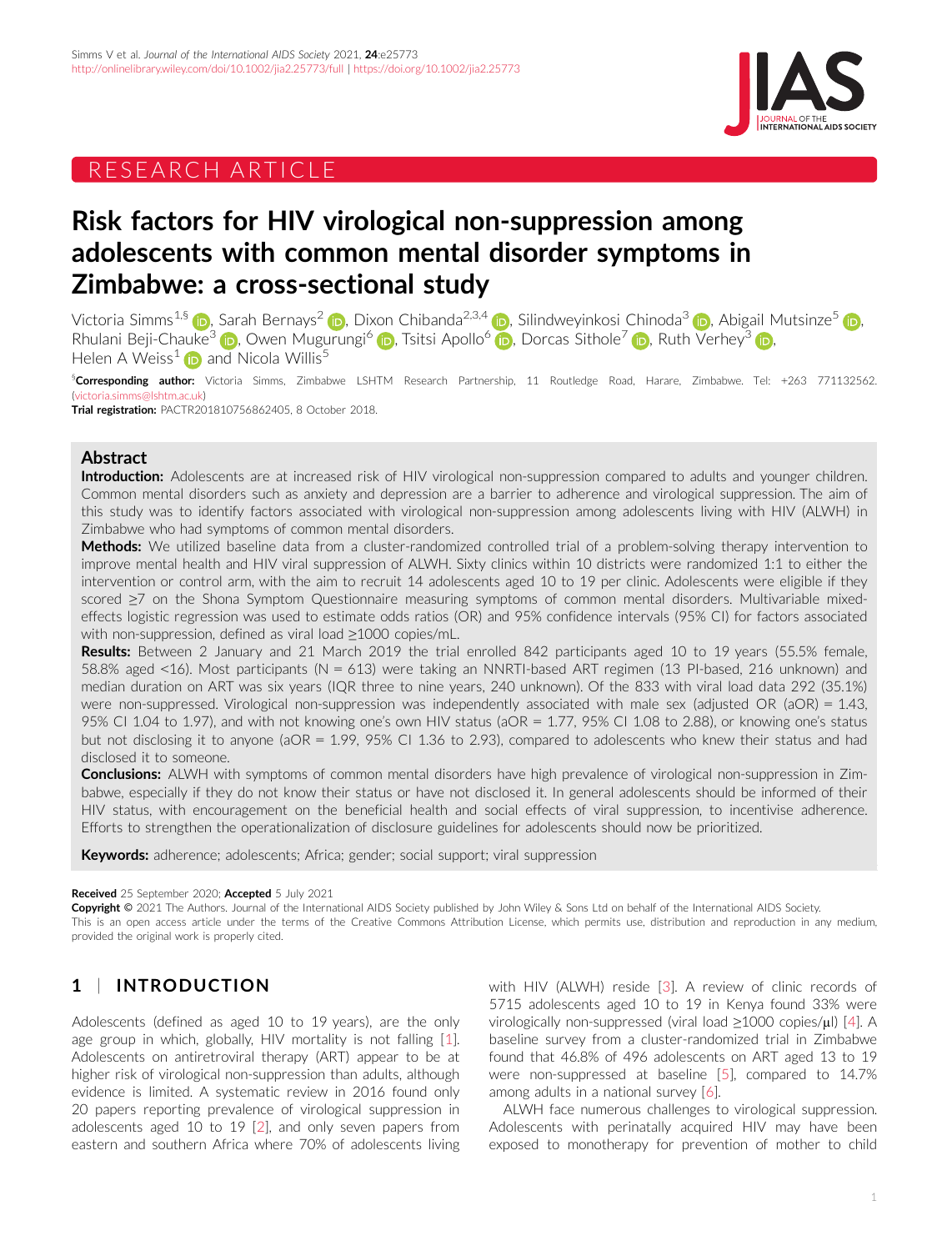RESEARCH ARTICLE

# Risk factors for HIV virological non-suppression among adolescents with common mental disorder symptoms in Zimbabwe: a cross-sectional study

Victoria Simms[1,§], Sarah Bernays[2], Dixon Chibanda[2,3,4], Silindweyinkosi Chinoda[3], Abigail Mutsinze[5], Rhulani Beji-Chauke[3], Owen Mugurungi[6], Tsitsi Apollo[6], Dorcas Sithole[7], Ruth Verhey[3], Helen A Weiss[1] and Nicola Willis[5]

[§]**Corresponding author:** Victoria Simms, Zimbabwe LSHTM Research Partnership, 11 Routledge Road, Harare, Zimbabwe. Tel: +263 771132562. (victoria.simms@lshtm.ac.uk)

**Trial registration:** PACTR201810756862405, 8 October 2018.

## Abstract

**Introduction:** Adolescents are at increased risk of HIV virological non-suppression compared to adults and younger children. Common mental disorders such as anxiety and depression are a barrier to adherence and virological suppression. The aim of this study was to identify factors associated with virological non-suppression among adolescents living with HIV (ALWH) in Zimbabwe who had symptoms of common mental disorders.

**Methods:** We utilized baseline data from a cluster-randomized controlled trial of a problem-solving therapy intervention to improve mental health and HIV viral suppression of ALWH. Sixty clinics within 10 districts were randomized 1:1 to either the intervention or control arm, with the aim to recruit 14 adolescents aged 10 to 19 per clinic. Adolescents were eligible if they scored ≥7 on the Shona Symptom Questionnaire measuring symptoms of common mental disorders. Multivariable mixed-effects logistic regression was used to estimate odds ratios (OR) and 95% confidence intervals (95% CI) for factors associated with non-suppression, defined as viral load ≥1000 copies/mL.

**Results:** Between 2 January and 21 March 2019 the trial enrolled 842 participants aged 10 to 19 years (55.5% female, 58.8% aged <16). Most participants (N = 613) were taking an NNRTI-based ART regimen (13 PI-based, 216 unknown) and median duration on ART was six years (IQR three to nine years, 240 unknown). Of the 833 with viral load data 292 (35.1%) were non-suppressed. Virological non-suppression was independently associated with male sex (adjusted OR (aOR) = 1.43, 95% CI 1.04 to 1.97), and with not knowing one's own HIV status (aOR = 1.77, 95% CI 1.08 to 2.88), or knowing one's status but not disclosing it to anyone (aOR = 1.99, 95% CI 1.36 to 2.93), compared to adolescents who knew their status and had disclosed it to someone.

**Conclusions:** ALWH with symptoms of common mental disorders have high prevalence of virological non-suppression in Zimbabwe, especially if they do not know their status or have not disclosed it. In general adolescents should be informed of their HIV status, with encouragement on the beneficial health and social effects of viral suppression, to incentivise adherence. Efforts to strengthen the operationalization of disclosure guidelines for adolescents should now be prioritized.

**Keywords:** adherence; adolescents; Africa; gender; social support; viral suppression

**Received** 25 September 2020; **Accepted** 5 July 2021

**Copyright** © 2021 The Authors. Journal of the International AIDS Society published by John Wiley & Sons Ltd on behalf of the International AIDS Society.
This is an open access article under the terms of the Creative Commons Attribution License, which permits use, distribution and reproduction in any medium, provided the original work is properly cited.

## 1 | INTRODUCTION

Adolescents (defined as aged 10 to 19 years), are the only age group in which, globally, HIV mortality is not falling [1]. Adolescents on antiretroviral therapy (ART) appear to be at higher risk of virological non-suppression than adults, although evidence is limited. A systematic review in 2016 found only 20 papers reporting prevalence of virological suppression in adolescents aged 10 to 19 [2], and only seven papers from eastern and southern Africa where 70% of adolescents living with HIV (ALWH) reside [3]. A review of clinic records of 5715 adolescents aged 10 to 19 in Kenya found 33% were virologically non-suppressed (viral load ≥1000 copies/μl) [4]. A baseline survey from a cluster-randomized trial in Zimbabwe found that 46.8% of 496 adolescents on ART aged 13 to 19 were non-suppressed at baseline [5], compared to 14.7% among adults in a national survey [6].

ALWH face numerous challenges to virological suppression. Adolescents with perinatally acquired HIV may have been exposed to monotherapy for prevention of mother to child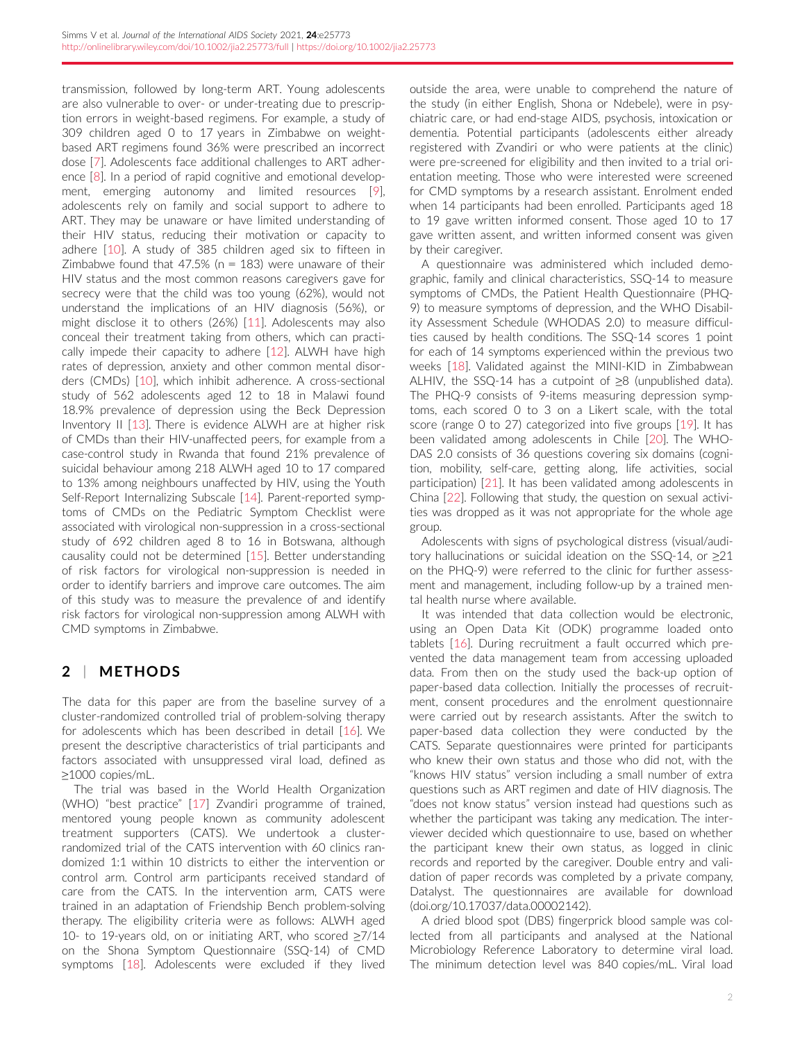transmission, followed by long-term ART. Young adolescents are also vulnerable to over- or under-treating due to prescription errors in weight-based regimens. For example, a study of 309 children aged 0 to 17 years in Zimbabwe on weight-based ART regimens found 36% were prescribed an incorrect dose [7]. Adolescents face additional challenges to ART adherence [8]. In a period of rapid cognitive and emotional development, emerging autonomy and limited resources [9], adolescents rely on family and social support to adhere to ART. They may be unaware or have limited understanding of their HIV status, reducing their motivation or capacity to adhere [10]. A study of 385 children aged six to fifteen in Zimbabwe found that 47.5% (n = 183) were unaware of their HIV status and the most common reasons caregivers gave for secrecy were that the child was too young (62%), would not understand the implications of an HIV diagnosis (56%), or might disclose it to others (26%) [11]. Adolescents may also conceal their treatment taking from others, which can practically impede their capacity to adhere [12]. ALWH have high rates of depression, anxiety and other common mental disorders (CMDs) [10], which inhibit adherence. A cross-sectional study of 562 adolescents aged 12 to 18 in Malawi found 18.9% prevalence of depression using the Beck Depression Inventory II [13]. There is evidence ALWH are at higher risk of CMDs than their HIV-unaffected peers, for example from a case-control study in Rwanda that found 21% prevalence of suicidal behaviour among 218 ALWH aged 10 to 17 compared to 13% among neighbours unaffected by HIV, using the Youth Self-Report Internalizing Subscale [14]. Parent-reported symptoms of CMDs on the Pediatric Symptom Checklist were associated with virological non-suppression in a cross-sectional study of 692 children aged 8 to 16 in Botswana, although causality could not be determined [15]. Better understanding of risk factors for virological non-suppression is needed in order to identify barriers and improve care outcomes. The aim of this study was to measure the prevalence of and identify risk factors for virological non-suppression among ALWH with CMD symptoms in Zimbabwe.

## 2 | METHODS

The data for this paper are from the baseline survey of a cluster-randomized controlled trial of problem-solving therapy for adolescents which has been described in detail [16]. We present the descriptive characteristics of trial participants and factors associated with unsuppressed viral load, defined as ≥1000 copies/mL.

The trial was based in the World Health Organization (WHO) "best practice" [17] Zvandiri programme of trained, mentored young people known as community adolescent treatment supporters (CATS). We undertook a cluster-randomized trial of the CATS intervention with 60 clinics randomized 1:1 within 10 districts to either the intervention or control arm. Control arm participants received standard of care from the CATS. In the intervention arm, CATS were trained in an adaptation of Friendship Bench problem-solving therapy. The eligibility criteria were as follows: ALWH aged 10- to 19-years old, on or initiating ART, who scored ≥7/14 on the Shona Symptom Questionnaire (SSQ-14) of CMD symptoms [18]. Adolescents were excluded if they lived outside the area, were unable to comprehend the nature of the study (in either English, Shona or Ndebele), were in psychiatric care, or had end-stage AIDS, psychosis, intoxication or dementia. Potential participants (adolescents either already registered with Zvandiri or who were patients at the clinic) were pre-screened for eligibility and then invited to a trial orientation meeting. Those who were interested were screened for CMD symptoms by a research assistant. Enrolment ended when 14 participants had been enrolled. Participants aged 18 to 19 gave written informed consent. Those aged 10 to 17 gave written assent, and written informed consent was given by their caregiver.

A questionnaire was administered which included demographic, family and clinical characteristics, SSQ-14 to measure symptoms of CMDs, the Patient Health Questionnaire (PHQ-9) to measure symptoms of depression, and the WHO Disability Assessment Schedule (WHODAS 2.0) to measure difficulties caused by health conditions. The SSQ-14 scores 1 point for each of 14 symptoms experienced within the previous two weeks [18]. Validated against the MINI-KID in Zimbabwean ALHIV, the SSQ-14 has a cutpoint of ≥8 (unpublished data). The PHQ-9 consists of 9-items measuring depression symptoms, each scored 0 to 3 on a Likert scale, with the total score (range 0 to 27) categorized into five groups [19]. It has been validated among adolescents in Chile [20]. The WHODAS 2.0 consists of 36 questions covering six domains (cognition, mobility, self-care, getting along, life activities, social participation) [21]. It has been validated among adolescents in China [22]. Following that study, the question on sexual activities was dropped as it was not appropriate for the whole age group.

Adolescents with signs of psychological distress (visual/auditory hallucinations or suicidal ideation on the SSQ-14, or ≥21 on the PHQ-9) were referred to the clinic for further assessment and management, including follow-up by a trained mental health nurse where available.

It was intended that data collection would be electronic, using an Open Data Kit (ODK) programme loaded onto tablets [16]. During recruitment a fault occurred which prevented the data management team from accessing uploaded data. From then on the study used the back-up option of paper-based data collection. Initially the processes of recruitment, consent procedures and the enrolment questionnaire were carried out by research assistants. After the switch to paper-based data collection they were conducted by the CATS. Separate questionnaires were printed for participants who knew their own status and those who did not, with the "knows HIV status" version including a small number of extra questions such as ART regimen and date of HIV diagnosis. The "does not know status" version instead had questions such as whether the participant was taking any medication. The interviewer decided which questionnaire to use, based on whether the participant knew their own status, as logged in clinic records and reported by the caregiver. Double entry and validation of paper records was completed by a private company, Datalyst. The questionnaires are available for download (doi.org/10.17037/data.00002142).

A dried blood spot (DBS) fingerprick blood sample was collected from all participants and analysed at the National Microbiology Reference Laboratory to determine viral load. The minimum detection level was 840 copies/mL. Viral load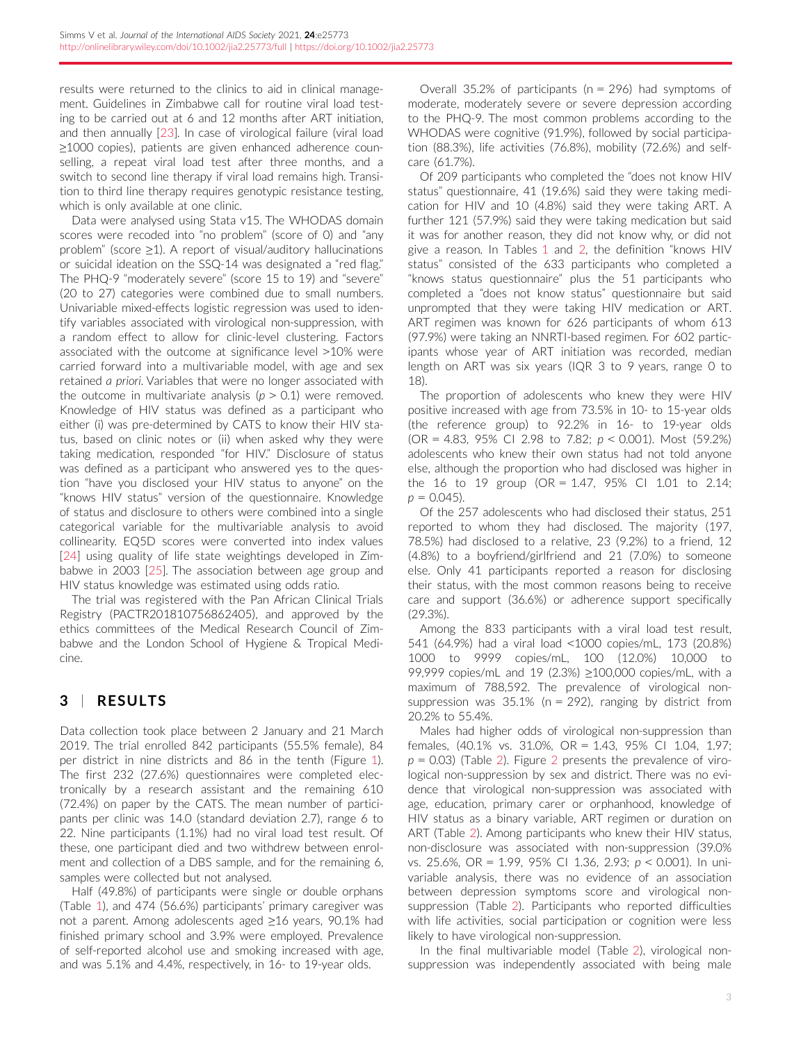results were returned to the clinics to aid in clinical management. Guidelines in Zimbabwe call for routine viral load testing to be carried out at 6 and 12 months after ART initiation, and then annually [23]. In case of virological failure (viral load ≥1000 copies), patients are given enhanced adherence counselling, a repeat viral load test after three months, and a switch to second line therapy if viral load remains high. Transition to third line therapy requires genotypic resistance testing, which is only available at one clinic.

Data were analysed using Stata v15. The WHODAS domain scores were recoded into "no problem" (score of 0) and "any problem" (score ≥1). A report of visual/auditory hallucinations or suicidal ideation on the SSQ-14 was designated a "red flag." The PHQ-9 "moderately severe" (score 15 to 19) and "severe" (20 to 27) categories were combined due to small numbers. Univariable mixed-effects logistic regression was used to identify variables associated with virological non-suppression, with a random effect to allow for clinic-level clustering. Factors associated with the outcome at significance level >10% were carried forward into a multivariable model, with age and sex retained *a priori*. Variables that were no longer associated with the outcome in multivariate analysis ($p > 0.1$) were removed. Knowledge of HIV status was defined as a participant who either (i) was pre-determined by CATS to know their HIV status, based on clinic notes or (ii) when asked why they were taking medication, responded "for HIV." Disclosure of status was defined as a participant who answered yes to the question "have you disclosed your HIV status to anyone" on the "knows HIV status" version of the questionnaire. Knowledge of status and disclosure to others were combined into a single categorical variable for the multivariable analysis to avoid collinearity. EQ5D scores were converted into index values [24] using quality of life state weightings developed in Zimbabwe in 2003 [25]. The association between age group and HIV status knowledge was estimated using odds ratio.

The trial was registered with the Pan African Clinical Trials Registry (PACTR201810756862405), and approved by the ethics committees of the Medical Research Council of Zimbabwe and the London School of Hygiene & Tropical Medicine.

## 3 | RESULTS

Data collection took place between 2 January and 21 March 2019. The trial enrolled 842 participants (55.5% female), 84 per district in nine districts and 86 in the tenth (Figure 1). The first 232 (27.6%) questionnaires were completed electronically by a research assistant and the remaining 610 (72.4%) on paper by the CATS. The mean number of participants per clinic was 14.0 (standard deviation 2.7), range 6 to 22. Nine participants (1.1%) had no viral load test result. Of these, one participant died and two withdrew between enrolment and collection of a DBS sample, and for the remaining 6, samples were collected but not analysed.

Half (49.8%) of participants were single or double orphans (Table 1), and 474 (56.6%) participants' primary caregiver was not a parent. Among adolescents aged ≥16 years, 90.1% had finished primary school and 3.9% were employed. Prevalence of self-reported alcohol use and smoking increased with age, and was 5.1% and 4.4%, respectively, in 16- to 19-year olds.

Overall 35.2% of participants (n = 296) had symptoms of moderate, moderately severe or severe depression according to the PHQ-9. The most common problems according to the WHODAS were cognitive (91.9%), followed by social participation (88.3%), life activities (76.8%), mobility (72.6%) and self-care (61.7%).

Of 209 participants who completed the "does not know HIV status" questionnaire, 41 (19.6%) said they were taking medication for HIV and 10 (4.8%) said they were taking ART. A further 121 (57.9%) said they were taking medication but said it was for another reason, they did not know why, or did not give a reason. In Tables 1 and 2, the definition "knows HIV status" consisted of the 633 participants who completed a "knows status questionnaire" plus the 51 participants who completed a "does not know status" questionnaire but said unprompted that they were taking HIV medication or ART. ART regimen was known for 626 participants of whom 613 (97.9%) were taking an NNRTI-based regimen. For 602 participants whose year of ART initiation was recorded, median length on ART was six years (IQR 3 to 9 years, range 0 to 18).

The proportion of adolescents who knew they were HIV positive increased with age from 73.5% in 10- to 15-year olds (the reference group) to 92.2% in 16- to 19-year olds (OR = 4.83, 95% CI 2.98 to 7.82; $p < 0.001$). Most (59.2%) adolescents who knew their own status had not told anyone else, although the proportion who had disclosed was higher in the 16 to 19 group (OR = 1.47, 95% CI 1.01 to 2.14; $p = 0.045$).

Of the 257 adolescents who had disclosed their status, 251 reported to whom they had disclosed. The majority (197, 78.5%) had disclosed to a relative, 23 (9.2%) to a friend, 12 (4.8%) to a boyfriend/girlfriend and 21 (7.0%) to someone else. Only 41 participants reported a reason for disclosing their status, with the most common reasons being to receive care and support (36.6%) or adherence support specifically (29.3%).

Among the 833 participants with a viral load test result, 541 (64.9%) had a viral load <1000 copies/mL, 173 (20.8%) 1000 to 9999 copies/mL, 100 (12.0%) 10,000 to 99,999 copies/mL and 19 (2.3%) ≥100,000 copies/mL, with a maximum of 788,592. The prevalence of virological non-suppression was 35.1% (n = 292), ranging by district from 20.2% to 55.4%.

Males had higher odds of virological non-suppression than females, (40.1% vs. 31.0%, OR = 1.43, 95% CI 1.04, 1.97; $p = 0.03$) (Table 2). Figure 2 presents the prevalence of virological non-suppression by sex and district. There was no evidence that virological non-suppression was associated with age, education, primary carer or orphanhood, knowledge of HIV status as a binary variable, ART regimen or duration on ART (Table 2). Among participants who knew their HIV status, non-disclosure was associated with non-suppression (39.0% vs. 25.6%, OR = 1.99, 95% CI 1.36, 2.93; $p < 0.001$). In univariable analysis, there was no evidence of an association between depression symptoms score and virological non-suppression (Table 2). Participants who reported difficulties with life activities, social participation or cognition were less likely to have virological non-suppression.

In the final multivariable model (Table 2), virological non-suppression was independently associated with being male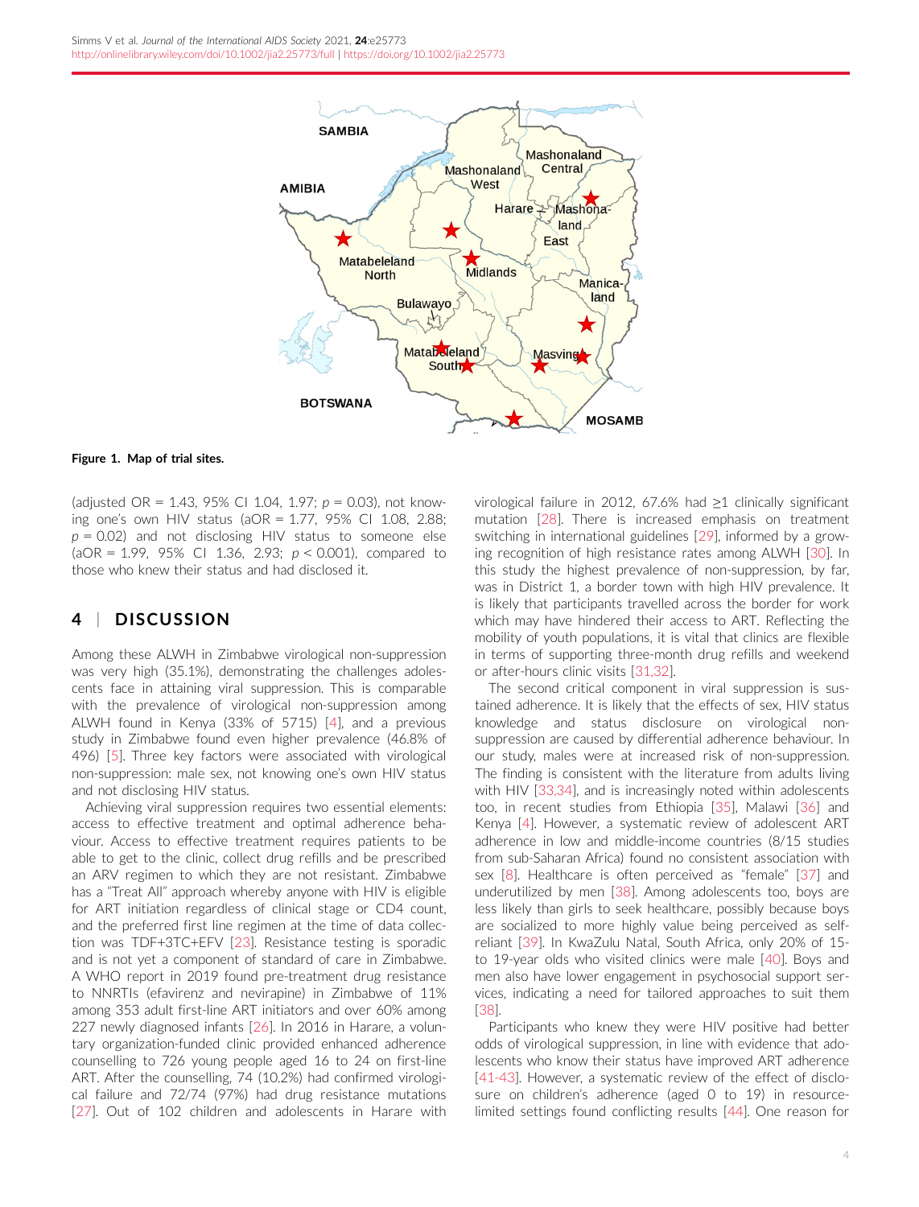**Figure 1. Map of trial sites.**

(adjusted OR = 1.43, 95% CI 1.04, 1.97; $p = 0.03$), not knowing one's own HIV status (aOR = 1.77, 95% CI 1.08, 2.88; $p = 0.02$) and not disclosing HIV status to someone else (aOR = 1.99, 95% CI 1.36, 2.93; $p < 0.001$), compared to those who knew their status and had disclosed it.

## 4 | DISCUSSION

Among these ALWH in Zimbabwe virological non-suppression was very high (35.1%), demonstrating the challenges adolescents face in attaining viral suppression. This is comparable with the prevalence of virological non-suppression among ALWH found in Kenya (33% of 5715) [4], and a previous study in Zimbabwe found even higher prevalence (46.8% of 496) [5]. Three key factors were associated with virological non-suppression: male sex, not knowing one's own HIV status and not disclosing HIV status.

Achieving viral suppression requires two essential elements: access to effective treatment and optimal adherence behaviour. Access to effective treatment requires patients to be able to get to the clinic, collect drug refills and be prescribed an ARV regimen to which they are not resistant. Zimbabwe has a "Treat All" approach whereby anyone with HIV is eligible for ART initiation regardless of clinical stage or CD4 count, and the preferred first line regimen at the time of data collection was TDF+3TC+EFV [23]. Resistance testing is sporadic and is not yet a component of standard of care in Zimbabwe. A WHO report in 2019 found pre-treatment drug resistance to NNRTIs (efavirenz and nevirapine) in Zimbabwe of 11% among 353 adult first-line ART initiators and over 60% among 227 newly diagnosed infants [26]. In 2016 in Harare, a voluntary organization-funded clinic provided enhanced adherence counselling to 726 young people aged 16 to 24 on first-line ART. After the counselling, 74 (10.2%) had confirmed virological failure and 72/74 (97%) had drug resistance mutations [27]. Out of 102 children and adolescents in Harare with virological failure in 2012, 67.6% had ≥1 clinically significant mutation [28]. There is increased emphasis on treatment switching in international guidelines [29], informed by a growing recognition of high resistance rates among ALWH [30]. In this study the highest prevalence of non-suppression, by far, was in District 1, a border town with high HIV prevalence. It is likely that participants travelled across the border for work which may have hindered their access to ART. Reflecting the mobility of youth populations, it is vital that clinics are flexible in terms of supporting three-month drug refills and weekend or after-hours clinic visits [31,32].

The second critical component in viral suppression is sustained adherence. It is likely that the effects of sex, HIV status knowledge and status disclosure on virological non-suppression are caused by differential adherence behaviour. In our study, males were at increased risk of non-suppression. The finding is consistent with the literature from adults living with HIV [33,34], and is increasingly noted within adolescents too, in recent studies from Ethiopia [35], Malawi [36] and Kenya [4]. However, a systematic review of adolescent ART adherence in low and middle-income countries (8/15 studies from sub-Saharan Africa) found no consistent association with sex [8]. Healthcare is often perceived as "female" [37] and underutilized by men [38]. Among adolescents too, boys are less likely than girls to seek healthcare, possibly because boys are socialized to more highly value being perceived as self-reliant [39]. In KwaZulu Natal, South Africa, only 20% of 15- to 19-year olds who visited clinics were male [40]. Boys and men also have lower engagement in psychosocial support services, indicating a need for tailored approaches to suit them [38].

Participants who knew they were HIV positive had better odds of virological suppression, in line with evidence that adolescents who know their status have improved ART adherence [41-43]. However, a systematic review of the effect of disclosure on children's adherence (aged 0 to 19) in resource-limited settings found conflicting results [44]. One reason for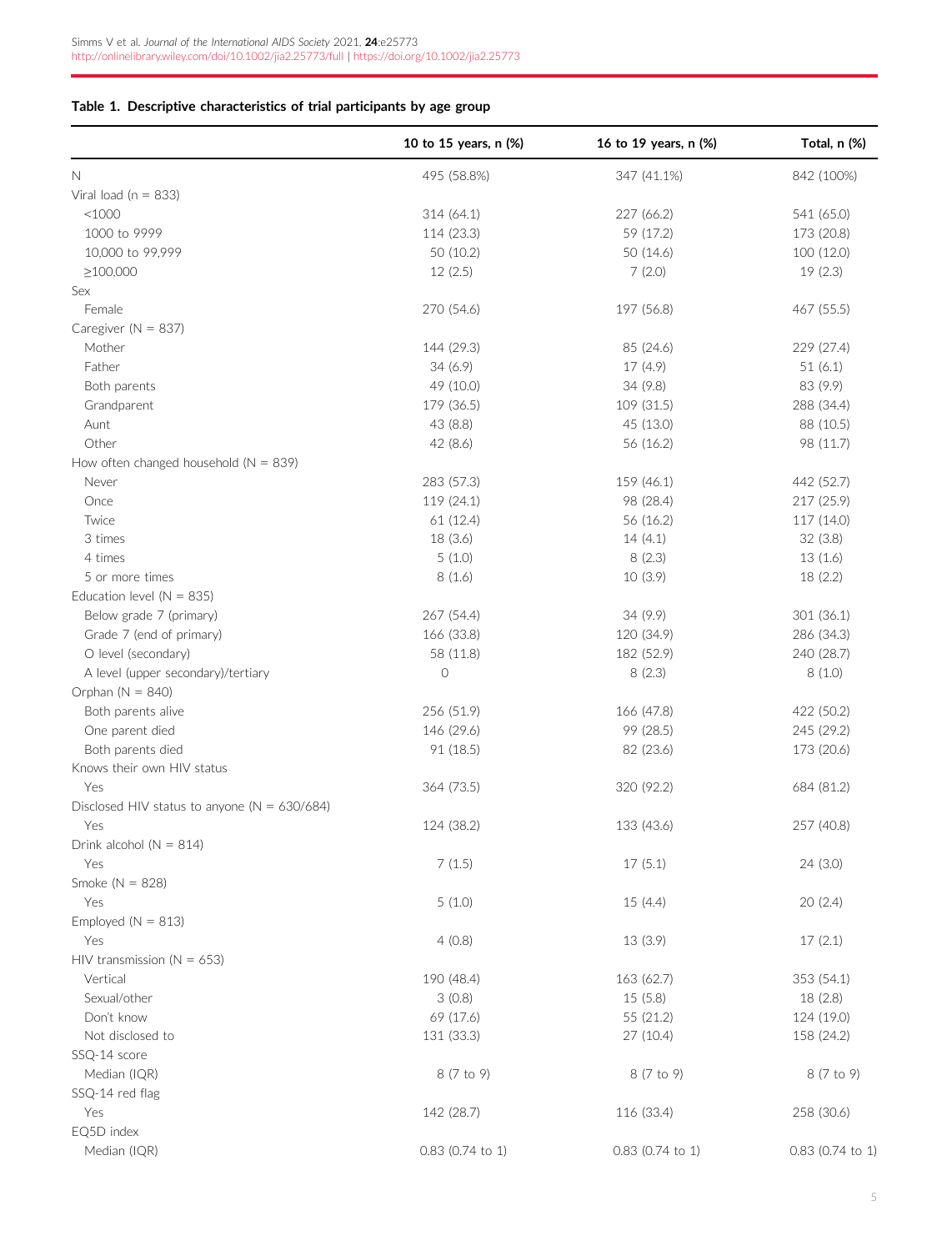**Table 1. Descriptive characteristics of trial participants by age group**

| | 10 to 15 years, n (%) | 16 to 19 years, n (%) | Total, n (%) |
|---|---|---|---|
| N | 495 (58.8%) | 347 (41.1%) | 842 (100%) |
| Viral load (n = 833) | | | |
| <1000 | 314 (64.1) | 227 (66.2) | 541 (65.0) |
| 1000 to 9999 | 114 (23.3) | 59 (17.2) | 173 (20.8) |
| 10,000 to 99,999 | 50 (10.2) | 50 (14.6) | 100 (12.0) |
| ≥100,000 | 12 (2.5) | 7 (2.0) | 19 (2.3) |
| Sex | | | |
| Female | 270 (54.6) | 197 (56.8) | 467 (55.5) |
| Caregiver (N = 837) | | | |
| Mother | 144 (29.3) | 85 (24.6) | 229 (27.4) |
| Father | 34 (6.9) | 17 (4.9) | 51 (6.1) |
| Both parents | 49 (10.0) | 34 (9.8) | 83 (9.9) |
| Grandparent | 179 (36.5) | 109 (31.5) | 288 (34.4) |
| Aunt | 43 (8.8) | 45 (13.0) | 88 (10.5) |
| Other | 42 (8.6) | 56 (16.2) | 98 (11.7) |
| How often changed household (N = 839) | | | |
| Never | 283 (57.3) | 159 (46.1) | 442 (52.7) |
| Once | 119 (24.1) | 98 (28.4) | 217 (25.9) |
| Twice | 61 (12.4) | 56 (16.2) | 117 (14.0) |
| 3 times | 18 (3.6) | 14 (4.1) | 32 (3.8) |
| 4 times | 5 (1.0) | 8 (2.3) | 13 (1.6) |
| 5 or more times | 8 (1.6) | 10 (3.9) | 18 (2.2) |
| Education level (N = 835) | | | |
| Below grade 7 (primary) | 267 (54.4) | 34 (9.9) | 301 (36.1) |
| Grade 7 (end of primary) | 166 (33.8) | 120 (34.9) | 286 (34.3) |
| O level (secondary) | 58 (11.8) | 182 (52.9) | 240 (28.7) |
| A level (upper secondary)/tertiary | 0 | 8 (2.3) | 8 (1.0) |
| Orphan (N = 840) | | | |
| Both parents alive | 256 (51.9) | 166 (47.8) | 422 (50.2) |
| One parent died | 146 (29.6) | 99 (28.5) | 245 (29.2) |
| Both parents died | 91 (18.5) | 82 (23.6) | 173 (20.6) |
| Knows their own HIV status | | | |
| Yes | 364 (73.5) | 320 (92.2) | 684 (81.2) |
| Disclosed HIV status to anyone (N = 630/684) | | | |
| Yes | 124 (38.2) | 133 (43.6) | 257 (40.8) |
| Drink alcohol (N = 814) | | | |
| Yes | 7 (1.5) | 17 (5.1) | 24 (3.0) |
| Smoke (N = 828) | | | |
| Yes | 5 (1.0) | 15 (4.4) | 20 (2.4) |
| Employed (N = 813) | | | |
| Yes | 4 (0.8) | 13 (3.9) | 17 (2.1) |
| HIV transmission (N = 653) | | | |
| Vertical | 190 (48.4) | 163 (62.7) | 353 (54.1) |
| Sexual/other | 3 (0.8) | 15 (5.8) | 18 (2.8) |
| Don't know | 69 (17.6) | 55 (21.2) | 124 (19.0) |
| Not disclosed to | 131 (33.3) | 27 (10.4) | 158 (24.2) |
| SSQ-14 score | | | |
| Median (IQR) | 8 (7 to 9) | 8 (7 to 9) | 8 (7 to 9) |
| SSQ-14 red flag | | | |
| Yes | 142 (28.7) | 116 (33.4) | 258 (30.6) |
| EQ5D index | | | |
| Median (IQR) | 0.83 (0.74 to 1) | 0.83 (0.74 to 1) | 0.83 (0.74 to 1) |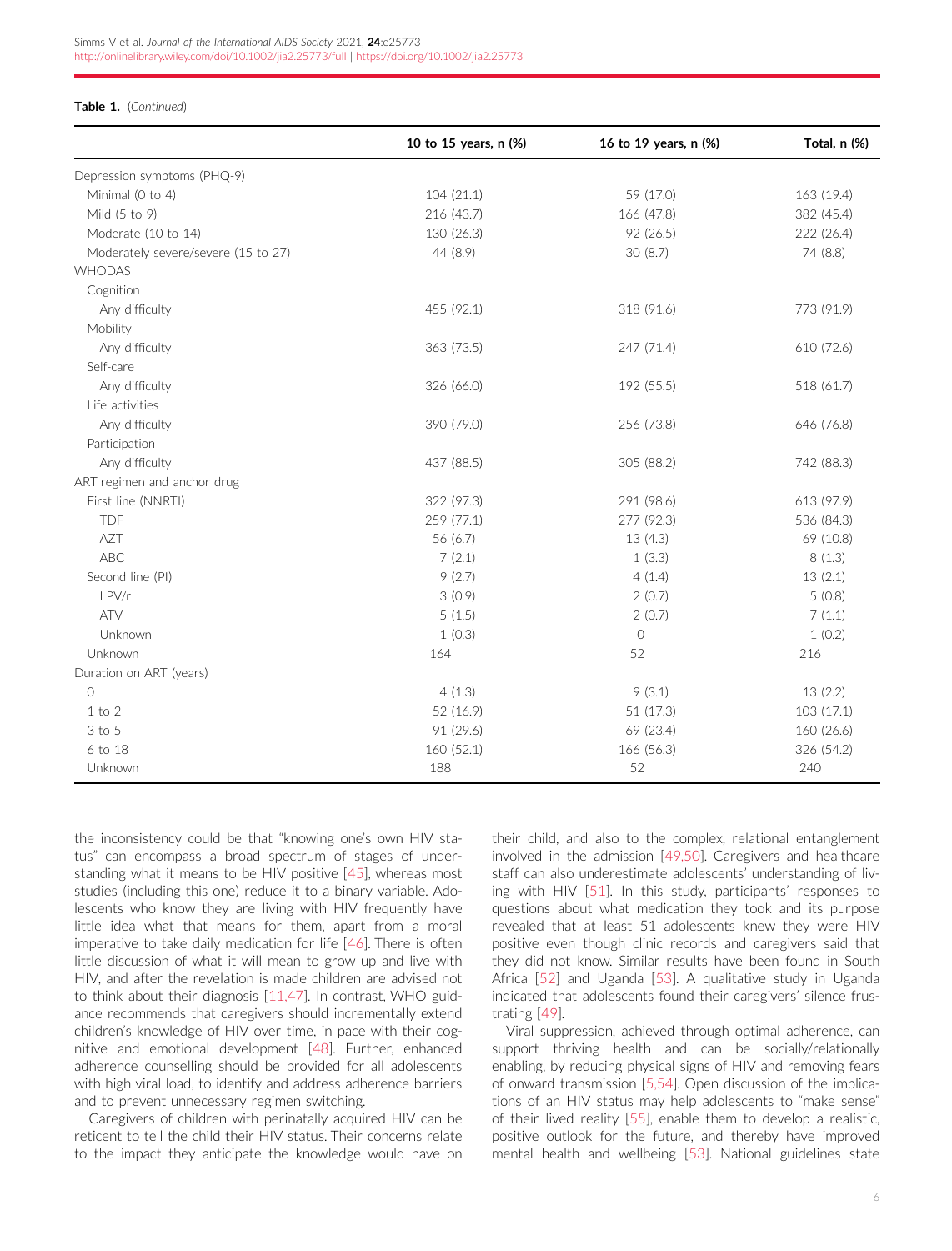**Table 1.** (*Continued*)

| | 10 to 15 years, n (%) | 16 to 19 years, n (%) | Total, n (%) |
|---|---|---|---|
| Depression symptoms (PHQ-9) | | | |
| Minimal (0 to 4) | 104 (21.1) | 59 (17.0) | 163 (19.4) |
| Mild (5 to 9) | 216 (43.7) | 166 (47.8) | 382 (45.4) |
| Moderate (10 to 14) | 130 (26.3) | 92 (26.5) | 222 (26.4) |
| Moderately severe/severe (15 to 27) | 44 (8.9) | 30 (8.7) | 74 (8.8) |
| WHODAS | | | |
| Cognition | | | |
| Any difficulty | 455 (92.1) | 318 (91.6) | 773 (91.9) |
| Mobility | | | |
| Any difficulty | 363 (73.5) | 247 (71.4) | 610 (72.6) |
| Self-care | | | |
| Any difficulty | 326 (66.0) | 192 (55.5) | 518 (61.7) |
| Life activities | | | |
| Any difficulty | 390 (79.0) | 256 (73.8) | 646 (76.8) |
| Participation | | | |
| Any difficulty | 437 (88.5) | 305 (88.2) | 742 (88.3) |
| ART regimen and anchor drug | | | |
| First line (NNRTI) | 322 (97.3) | 291 (98.6) | 613 (97.9) |
| TDF | 259 (77.1) | 277 (92.3) | 536 (84.3) |
| AZT | 56 (6.7) | 13 (4.3) | 69 (10.8) |
| ABC | 7 (2.1) | 1 (3.3) | 8 (1.3) |
| Second line (PI) | 9 (2.7) | 4 (1.4) | 13 (2.1) |
| LPV/r | 3 (0.9) | 2 (0.7) | 5 (0.8) |
| ATV | 5 (1.5) | 2 (0.7) | 7 (1.1) |
| Unknown | 1 (0.3) | 0 | 1 (0.2) |
| Unknown | 164 | 52 | 216 |
| Duration on ART (years) | | | |
| 0 | 4 (1.3) | 9 (3.1) | 13 (2.2) |
| 1 to 2 | 52 (16.9) | 51 (17.3) | 103 (17.1) |
| 3 to 5 | 91 (29.6) | 69 (23.4) | 160 (26.6) |
| 6 to 18 | 160 (52.1) | 166 (56.3) | 326 (54.2) |
| Unknown | 188 | 52 | 240 |

the inconsistency could be that "knowing one's own HIV status" can encompass a broad spectrum of stages of understanding what it means to be HIV positive [45], whereas most studies (including this one) reduce it to a binary variable. Adolescents who know they are living with HIV frequently have little idea what that means for them, apart from a moral imperative to take daily medication for life [46]. There is often little discussion of what it will mean to grow up and live with HIV, and after the revelation is made children are advised not to think about their diagnosis [11,47]. In contrast, WHO guidance recommends that caregivers should incrementally extend children's knowledge of HIV over time, in pace with their cognitive and emotional development [48]. Further, enhanced adherence counselling should be provided for all adolescents with high viral load, to identify and address adherence barriers and to prevent unnecessary regimen switching.

Caregivers of children with perinatally acquired HIV can be reticent to tell the child their HIV status. Their concerns relate to the impact they anticipate the knowledge would have on their child, and also to the complex, relational entanglement involved in the admission [49,50]. Caregivers and healthcare staff can also underestimate adolescents' understanding of living with HIV [51]. In this study, participants' responses to questions about what medication they took and its purpose revealed that at least 51 adolescents knew they were HIV positive even though clinic records and caregivers said that they did not know. Similar results have been found in South Africa [52] and Uganda [53]. A qualitative study in Uganda indicated that adolescents found their caregivers' silence frustrating [49].

Viral suppression, achieved through optimal adherence, can support thriving health and can be socially/relationally enabling, by reducing physical signs of HIV and removing fears of onward transmission [5,54]. Open discussion of the implications of an HIV status may help adolescents to "make sense" of their lived reality [55], enable them to develop a realistic, positive outlook for the future, and thereby have improved mental health and wellbeing [53]. National guidelines state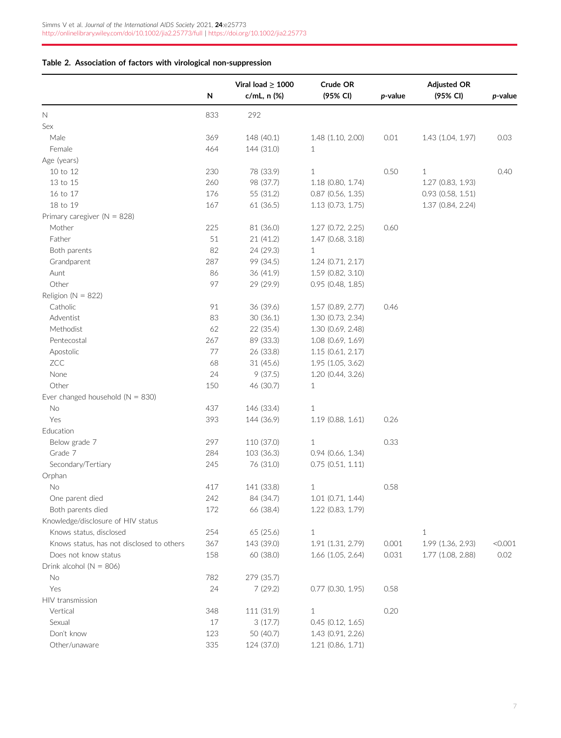**Table 2. Association of factors with virological non-suppression**

| | N | Viral load ≥ 1000 c/mL, n (%) | Crude OR (95% CI) | *p*-value | Adjusted OR (95% CI) | *p*-value |
|---|---|---|---|---|---|---|
| N | 833 | 292 | | | | |
| Sex | | | | | | |
| Male | 369 | 148 (40.1) | 1.48 (1.10, 2.00) | 0.01 | 1.43 (1.04, 1.97) | 0.03 |
| Female | 464 | 144 (31.0) | 1 | | | |
| Age (years) | | | | | | |
| 10 to 12 | 230 | 78 (33.9) | 1 | 0.50 | 1 | 0.40 |
| 13 to 15 | 260 | 98 (37.7) | 1.18 (0.80, 1.74) | | 1.27 (0.83, 1.93) | |
| 16 to 17 | 176 | 55 (31.2) | 0.87 (0.56, 1.35) | | 0.93 (0.58, 1.51) | |
| 18 to 19 | 167 | 61 (36.5) | 1.13 (0.73, 1.75) | | 1.37 (0.84, 2.24) | |
| Primary caregiver (N = 828) | | | | | | |
| Mother | 225 | 81 (36.0) | 1.27 (0.72, 2.25) | 0.60 | | |
| Father | 51 | 21 (41.2) | 1.47 (0.68, 3.18) | | | |
| Both parents | 82 | 24 (29.3) | 1 | | | |
| Grandparent | 287 | 99 (34.5) | 1.24 (0.71, 2.17) | | | |
| Aunt | 86 | 36 (41.9) | 1.59 (0.82, 3.10) | | | |
| Other | 97 | 29 (29.9) | 0.95 (0.48, 1.85) | | | |
| Religion (N = 822) | | | | | | |
| Catholic | 91 | 36 (39.6) | 1.57 (0.89, 2.77) | 0.46 | | |
| Adventist | 83 | 30 (36.1) | 1.30 (0.73, 2.34) | | | |
| Methodist | 62 | 22 (35.4) | 1.30 (0.69, 2.48) | | | |
| Pentecostal | 267 | 89 (33.3) | 1.08 (0.69, 1.69) | | | |
| Apostolic | 77 | 26 (33.8) | 1.15 (0.61, 2.17) | | | |
| ZCC | 68 | 31 (45.6) | 1.95 (1.05, 3.62) | | | |
| None | 24 | 9 (37.5) | 1.20 (0.44, 3.26) | | | |
| Other | 150 | 46 (30.7) | 1 | | | |
| Ever changed household (N = 830) | | | | | | |
| No | 437 | 146 (33.4) | 1 | | | |
| Yes | 393 | 144 (36.9) | 1.19 (0.88, 1.61) | 0.26 | | |
| Education | | | | | | |
| Below grade 7 | 297 | 110 (37.0) | 1 | 0.33 | | |
| Grade 7 | 284 | 103 (36.3) | 0.94 (0.66, 1.34) | | | |
| Secondary/Tertiary | 245 | 76 (31.0) | 0.75 (0.51, 1.11) | | | |
| Orphan | | | | | | |
| No | 417 | 141 (33.8) | 1 | 0.58 | | |
| One parent died | 242 | 84 (34.7) | 1.01 (0.71, 1.44) | | | |
| Both parents died | 172 | 66 (38.4) | 1.22 (0.83, 1.79) | | | |
| Knowledge/disclosure of HIV status | | | | | | |
| Knows status, disclosed | 254 | 65 (25.6) | 1 | | 1 | |
| Knows status, has not disclosed to others | 367 | 143 (39.0) | 1.91 (1.31, 2.79) | 0.001 | 1.99 (1.36, 2.93) | <0.001 |
| Does not know status | 158 | 60 (38.0) | 1.66 (1.05, 2.64) | 0.031 | 1.77 (1.08, 2.88) | 0.02 |
| Drink alcohol (N = 806) | | | | | | |
| No | 782 | 279 (35.7) | | | | |
| Yes | 24 | 7 (29.2) | 0.77 (0.30, 1.95) | 0.58 | | |
| HIV transmission | | | | | | |
| Vertical | 348 | 111 (31.9) | 1 | 0.20 | | |
| Sexual | 17 | 3 (17.7) | 0.45 (0.12, 1.65) | | | |
| Don't know | 123 | 50 (40.7) | 1.43 (0.91, 2.26) | | | |
| Other/unaware | 335 | 124 (37.0) | 1.21 (0.86, 1.71) | | | |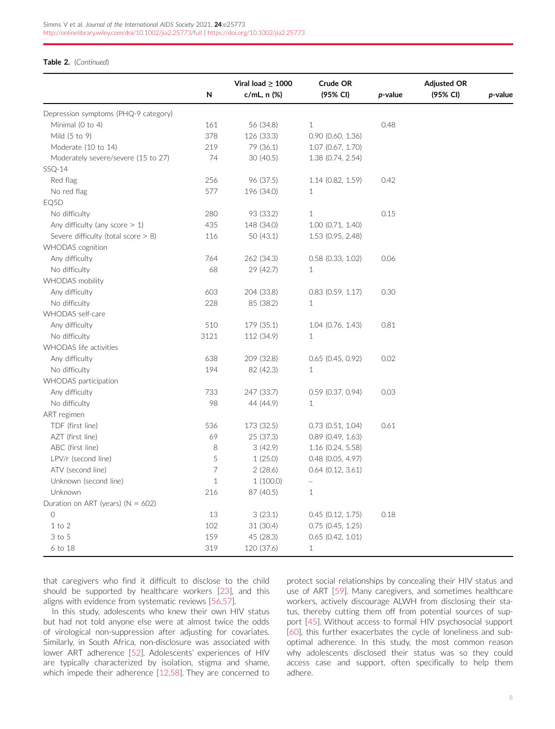**Table 2.** (*Continued*)

| | N | Viral load ≥ 1000 c/mL, n (%) | Crude OR (95% CI) | *p*-value | Adjusted OR (95% CI) | *p*-value |
|---|---|---|---|---|---|---|
| Depression symptoms (PHQ-9 category) | | | | | | |
| Minimal (0 to 4) | 161 | 56 (34.8) | 1 | 0.48 | | |
| Mild (5 to 9) | 378 | 126 (33.3) | 0.90 (0.60, 1.36) | | | |
| Moderate (10 to 14) | 219 | 79 (36.1) | 1.07 (0.67, 1.70) | | | |
| Moderately severe/severe (15 to 27) | 74 | 30 (40.5) | 1.38 (0.74, 2.54) | | | |
| SSQ-14 | | | | | | |
| Red flag | 256 | 96 (37.5) | 1.14 (0.82, 1.59) | 0.42 | | |
| No red flag | 577 | 196 (34.0) | 1 | | | |
| EQ5D | | | | | | |
| No difficulty | 280 | 93 (33.2) | 1 | 0.15 | | |
| Any difficulty (any score > 1) | 435 | 148 (34.0) | 1.00 (0.71, 1.40) | | | |
| Severe difficulty (total score > 8) | 116 | 50 (43.1) | 1.53 (0.95, 2.48) | | | |
| WHODAS cognition | | | | | | |
| Any difficulty | 764 | 262 (34.3) | 0.58 (0.33, 1.02) | 0.06 | | |
| No difficulty | 68 | 29 (42.7) | 1 | | | |
| WHODAS mobility | | | | | | |
| Any difficulty | 603 | 204 (33.8) | 0.83 (0.59, 1.17) | 0.30 | | |
| No difficulty | 228 | 85 (38.2) | 1 | | | |
| WHODAS self-care | | | | | | |
| Any difficulty | 510 | 179 (35.1) | 1.04 (0.76, 1.43) | 0.81 | | |
| No difficulty | 3121 | 112 (34.9) | 1 | | | |
| WHODAS life activities | | | | | | |
| Any difficulty | 638 | 209 (32.8) | 0.65 (0.45, 0.92) | 0.02 | | |
| No difficulty | 194 | 82 (42.3) | 1 | | | |
| WHODAS participation | | | | | | |
| Any difficulty | 733 | 247 (33.7) | 0.59 (0.37, 0.94) | 0.03 | | |
| No difficulty | 98 | 44 (44.9) | 1 | | | |
| ART regimen | | | | | | |
| TDF (first line) | 536 | 173 (32.5) | 0.73 (0.51, 1.04) | 0.61 | | |
| AZT (first line) | 69 | 25 (37.3) | 0.89 (0.49, 1.63) | | | |
| ABC (first line) | 8 | 3 (42.9) | 1.16 (0.24, 5.58) | | | |
| LPV/r (second line) | 5 | 1 (25.0) | 0.48 (0.05, 4.97) | | | |
| ATV (second line) | 7 | 2 (28.6) | 0.64 (0.12, 3.61) | | | |
| Unknown (second line) | 1 | 1 (100.0) | – | | | |
| Unknown | 216 | 87 (40.5) | 1 | | | |
| Duration on ART (years) (N = 602) | | | | | | |
| 0 | 13 | 3 (23.1) | 0.45 (0.12, 1.75) | 0.18 | | |
| 1 to 2 | 102 | 31 (30.4) | 0.75 (0.45, 1.25) | | | |
| 3 to 5 | 159 | 45 (28.3) | 0.65 (0.42, 1.01) | | | |
| 6 to 18 | 319 | 120 (37.6) | 1 | | | |

that caregivers who find it difficult to disclose to the child should be supported by healthcare workers [23], and this aligns with evidence from systematic reviews [56,57].

In this study, adolescents who knew their own HIV status but had not told anyone else were at almost twice the odds of virological non-suppression after adjusting for covariates. Similarly, in South Africa, non-disclosure was associated with lower ART adherence [52]. Adolescents' experiences of HIV are typically characterized by isolation, stigma and shame, which impede their adherence [12,58]. They are concerned to protect social relationships by concealing their HIV status and use of ART [59]. Many caregivers, and sometimes healthcare workers, actively discourage ALWH from disclosing their status, thereby cutting them off from potential sources of support [45]. Without access to formal HIV psychosocial support [60], this further exacerbates the cycle of loneliness and sub-optimal adherence. In this study, the most common reason why adolescents disclosed their status was so they could access case and support, often specifically to help them adhere.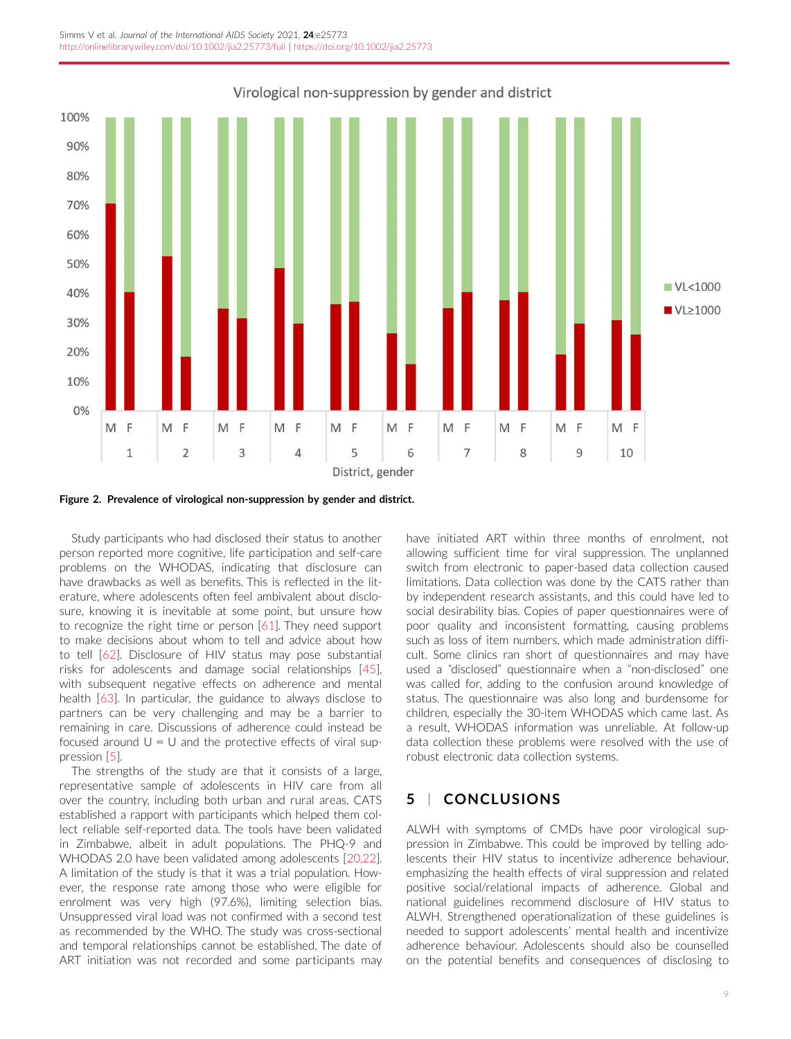Figure 2. **Prevalence of virological non-suppression by gender and district.**

Study participants who had disclosed their status to another person reported more cognitive, life participation and self-care problems on the WHODAS, indicating that disclosure can have drawbacks as well as benefits. This is reflected in the literature, where adolescents often feel ambivalent about disclosure, knowing it is inevitable at some point, but unsure how to recognize the right time or person [61]. They need support to make decisions about whom to tell and advice about how to tell [62]. Disclosure of HIV status may pose substantial risks for adolescents and damage social relationships [45], with subsequent negative effects on adherence and mental health [63]. In particular, the guidance to always disclose to partners can be very challenging and may be a barrier to remaining in care. Discussions of adherence could instead be focused around U = U and the protective effects of viral suppression [5].

The strengths of the study are that it consists of a large, representative sample of adolescents in HIV care from all over the country, including both urban and rural areas. CATS established a rapport with participants which helped them collect reliable self-reported data. The tools have been validated in Zimbabwe, albeit in adult populations. The PHQ-9 and WHODAS 2.0 have been validated among adolescents [20,22]. A limitation of the study is that it was a trial population. However, the response rate among those who were eligible for enrolment was very high (97.6%), limiting selection bias. Unsuppressed viral load was not confirmed with a second test as recommended by the WHO. The study was cross-sectional and temporal relationships cannot be established. The date of ART initiation was not recorded and some participants may have initiated ART within three months of enrolment, not allowing sufficient time for viral suppression. The unplanned switch from electronic to paper-based data collection caused limitations. Data collection was done by the CATS rather than by independent research assistants, and this could have led to social desirability bias. Copies of paper questionnaires were of poor quality and inconsistent formatting, causing problems such as loss of item numbers, which made administration difficult. Some clinics ran short of questionnaires and may have used a "disclosed" questionnaire when a "non-disclosed" one was called for, adding to the confusion around knowledge of status. The questionnaire was also long and burdensome for children, especially the 30-item WHODAS which came last. As a result, WHODAS information was unreliable. At follow-up data collection these problems were resolved with the use of robust electronic data collection systems.

## 5 | CONCLUSIONS

ALWH with symptoms of CMDs have poor virological suppression in Zimbabwe. This could be improved by telling adolescents their HIV status to incentivize adherence behaviour, emphasizing the health effects of viral suppression and related positive social/relational impacts of adherence. Global and national guidelines recommend disclosure of HIV status to ALWH. Strengthened operationalization of these guidelines is needed to support adolescents' mental health and incentivize adherence behaviour. Adolescents should also be counselled on the potential benefits and consequences of disclosing to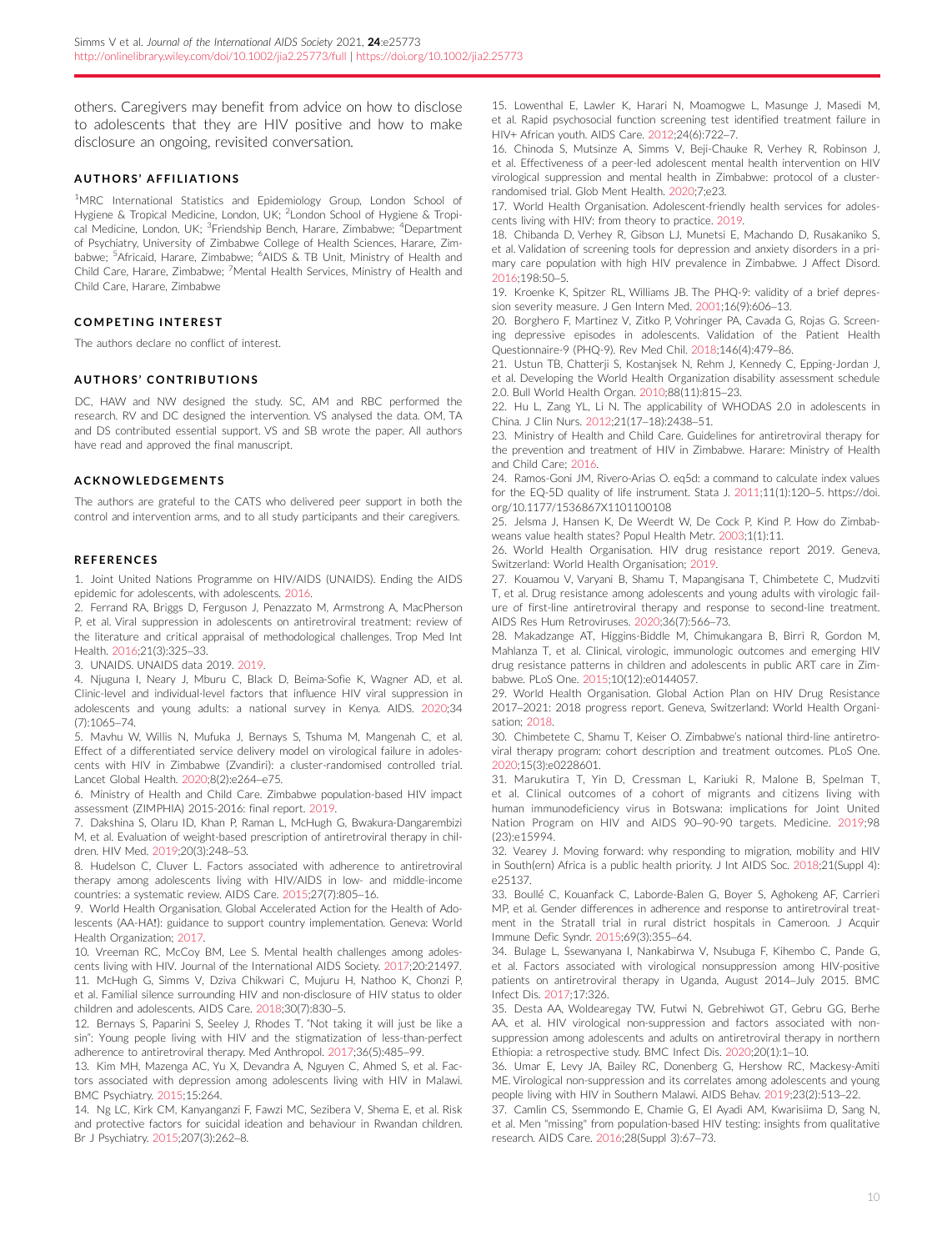others. Caregivers may benefit from advice on how to disclose to adolescents that they are HIV positive and how to make disclosure an ongoing, revisited conversation.

## AUTHORS' AFFILIATIONS

[1]MRC International Statistics and Epidemiology Group, London School of Hygiene & Tropical Medicine, London, UK; [2]London School of Hygiene & Tropical Medicine, London, UK; [3]Friendship Bench, Harare, Zimbabwe; [4]Department of Psychiatry, University of Zimbabwe College of Health Sciences, Harare, Zimbabwe; [5]Africaid, Harare, Zimbabwe; [6]AIDS & TB Unit, Ministry of Health and Child Care, Harare, Zimbabwe; [7]Mental Health Services, Ministry of Health and Child Care, Harare, Zimbabwe

## COMPETING INTEREST

The authors declare no conflict of interest.

## AUTHORS' CONTRIBUTIONS

DC, HAW and NW designed the study. SC, AM and RBC performed the research. RV and DC designed the intervention. VS analysed the data. OM, TA and DS contributed essential support. VS and SB wrote the paper. All authors have read and approved the final manuscript.

## ACKNOWLEDGEMENTS

The authors are grateful to the CATS who delivered peer support in both the control and intervention arms, and to all study participants and their caregivers.

## REFERENCES

1. Joint United Nations Programme on HIV/AIDS (UNAIDS). Ending the AIDS epidemic for adolescents, with adolescents. 2016.
2. Ferrand RA, Briggs D, Ferguson J, Penazzato M, Armstrong A, MacPherson P, et al. Viral suppression in adolescents on antiretroviral treatment: review of the literature and critical appraisal of methodological challenges. Trop Med Int Health. 2016;21(3):325–33.
3. UNAIDS. UNAIDS data 2019. 2019.
4. Njuguna I, Neary J, Mburu C, Black D, Beima-Sofie K, Wagner AD, et al. Clinic-level and individual-level factors that influence HIV viral suppression in adolescents and young adults: a national survey in Kenya. AIDS. 2020;34(7):1065–74.
5. Mavhu W, Willis N, Mufuka J, Bernays S, Tshuma M, Mangenah C, et al. Effect of a differentiated service delivery model on virological failure in adolescents with HIV in Zimbabwe (Zvandiri): a cluster-randomised controlled trial. Lancet Global Health. 2020;8(2):e264–e75.
6. Ministry of Health and Child Care. Zimbabwe population-based HIV impact assessment (ZIMPHIA) 2015-2016: final report. 2019.
7. Dakshina S, Olaru ID, Khan P, Raman L, McHugh G, Bwakura-Dangarembizi M, et al. Evaluation of weight-based prescription of antiretroviral therapy in children. HIV Med. 2019;20(3):248–53.
8. Hudelson C, Cluver L. Factors associated with adherence to antiretroviral therapy among adolescents living with HIV/AIDS in low- and middle-income countries: a systematic review. AIDS Care. 2015;27(7):805–16.
9. World Health Organisation. Global Accelerated Action for the Health of Adolescents (AA-HA!): guidance to support country implementation. Geneva: World Health Organization; 2017.
10. Vreeman RC, McCoy BM, Lee S. Mental health challenges among adolescents living with HIV. Journal of the International AIDS Society. 2017;20:21497.
11. McHugh G, Simms V, Dziva Chikwari C, Mujuru H, Nathoo K, Chonzi P, et al. Familial silence surrounding HIV and non-disclosure of HIV status to older children and adolescents. AIDS Care. 2018;30(7):830–5.
12. Bernays S, Paparini S, Seeley J, Rhodes T. "Not taking it will just be like a sin": Young people living with HIV and the stigmatization of less-than-perfect adherence to antiretroviral therapy. Med Anthropol. 2017;36(5):485–99.
13. Kim MH, Mazenga AC, Yu X, Devandra A, Nguyen C, Ahmed S, et al. Factors associated with depression among adolescents living with HIV in Malawi. BMC Psychiatry. 2015;15:264.
14. Ng LC, Kirk CM, Kanyanganzi F, Fawzi MC, Sezibera V, Shema E, et al. Risk and protective factors for suicidal ideation and behaviour in Rwandan children. Br J Psychiatry. 2015;207(3):262–8.
15. Lowenthal E, Lawler K, Harari N, Moamogwe L, Masunge J, Masedi M, et al. Rapid psychosocial function screening test identified treatment failure in HIV+ African youth. AIDS Care. 2012;24(6):722–7.
16. Chinoda S, Mutsinze A, Simms V, Beji-Chauke R, Verhey R, Robinson J, et al. Effectiveness of a peer-led adolescent mental health intervention on HIV virological suppression and mental health in Zimbabwe: protocol of a cluster-randomised trial. Glob Ment Health. 2020;7;e23.
17. World Health Organisation. Adolescent-friendly health services for adolescents living with HIV: from theory to practice. 2019.
18. Chibanda D, Verhey R, Gibson LJ, Munetsi E, Machando D, Rusakaniko S, et al. Validation of screening tools for depression and anxiety disorders in a primary care population with high HIV prevalence in Zimbabwe. J Affect Disord. 2016;198:50–5.
19. Kroenke K, Spitzer RL, Williams JB. The PHQ-9: validity of a brief depression severity measure. J Gen Intern Med. 2001;16(9):606–13.
20. Borghero F, Martinez V, Zitko P, Vohringer PA, Cavada G, Rojas G. Screening depressive episodes in adolescents. Validation of the Patient Health Questionnaire-9 (PHQ-9). Rev Med Chil. 2018;146(4):479–86.
21. Ustun TB, Chatterji S, Kostanjsek N, Rehm J, Kennedy C, Epping-Jordan J, et al. Developing the World Health Organization disability assessment schedule 2.0. Bull World Health Organ. 2010;88(11):815–23.
22. Hu L, Zang YL, Li N. The applicability of WHODAS 2.0 in adolescents in China. J Clin Nurs. 2012;21(17–18):2438–51.
23. Ministry of Health and Child Care. Guidelines for antiretroviral therapy for the prevention and treatment of HIV in Zimbabwe. Harare: Ministry of Health and Child Care; 2016.
24. Ramos-Goni JM, Rivero-Arias O. eq5d: a command to calculate index values for the EQ-5D quality of life instrument. Stata J. 2011;11(1):120–5. https://doi.org/10.1177/1536867X1101100108
25. Jelsma J, Hansen K, De Weerdt W, De Cock P, Kind P. How do Zimbabweans value health states? Popul Health Metr. 2003;1(1):11.
26. World Health Organisation. HIV drug resistance report 2019. Geneva, Switzerland: World Health Organisation; 2019.
27. Kouamou V, Varyani B, Shamu T, Mapangisana T, Chimbetete C, Mudzviti T, et al. Drug resistance among adolescents and young adults with virologic failure of first-line antiretroviral therapy and response to second-line treatment. AIDS Res Hum Retroviruses. 2020;36(7):566–73.
28. Makadzange AT, Higgins-Biddle M, Chimukangara B, Birri R, Gordon M, Mahlanza T, et al. Clinical, virologic, immunologic outcomes and emerging HIV drug resistance patterns in children and adolescents in public ART care in Zimbabwe. PLoS One. 2015;10(12):e0144057.
29. World Health Organisation. Global Action Plan on HIV Drug Resistance 2017–2021: 2018 progress report. Geneva, Switzerland: World Health Organisation; 2018.
30. Chimbetete C, Shamu T, Keiser O. Zimbabwe's national third-line antiretroviral therapy program: cohort description and treatment outcomes. PLoS One. 2020;15(3):e0228601.
31. Marukutira T, Yin D, Cressman L, Kariuki R, Malone B, Spelman T, et al. Clinical outcomes of a cohort of migrants and citizens living with human immunodeficiency virus in Botswana: implications for Joint United Nation Program on HIV and AIDS 90–90–90 targets. Medicine. 2019;98(23):e15994.
32. Vearey J. Moving forward: why responding to migration, mobility and HIV in South(ern) Africa is a public health priority. J Int AIDS Soc. 2018;21(Suppl 4):e25137.
33. Boullé C, Kouanfack C, Laborde-Balen G, Boyer S, Aghokeng AF, Carrieri MP, et al. Gender differences in adherence and response to antiretroviral treatment in the Stratall trial in rural district hospitals in Cameroon. J Acquir Immune Defic Syndr. 2015;69(3):355–64.
34. Bulage L, Ssewanyana I, Nankabirwa V, Nsubuga F, Kihembo C, Pande G, et al. Factors associated with virological nonsuppression among HIV-positive patients on antiretroviral therapy in Uganda, August 2014–July 2015. BMC Infect Dis. 2017;17:326.
35. Desta AA, Woldearegay TW, Futwi N, Gebrehiwot GT, Gebru GG, Berhe AA, et al. HIV virological non-suppression and factors associated with non-suppression among adolescents and adults on antiretroviral therapy in northern Ethiopia: a retrospective study. BMC Infect Dis. 2020;20(1):1–10.
36. Umar E, Levy JA, Bailey RC, Donenberg G, Hershow RC, Mackesy-Amiti ME. Virological non-suppression and its correlates among adolescents and young people living with HIV in Southern Malawi. AIDS Behav. 2019;23(2):513–22.
37. Camlin CS, Ssemmondo E, Chamie G, El Ayadi AM, Kwarisiima D, Sang N, et al. Men "missing" from population-based HIV testing: insights from qualitative research. AIDS Care. 2016;28(Suppl 3):67–73.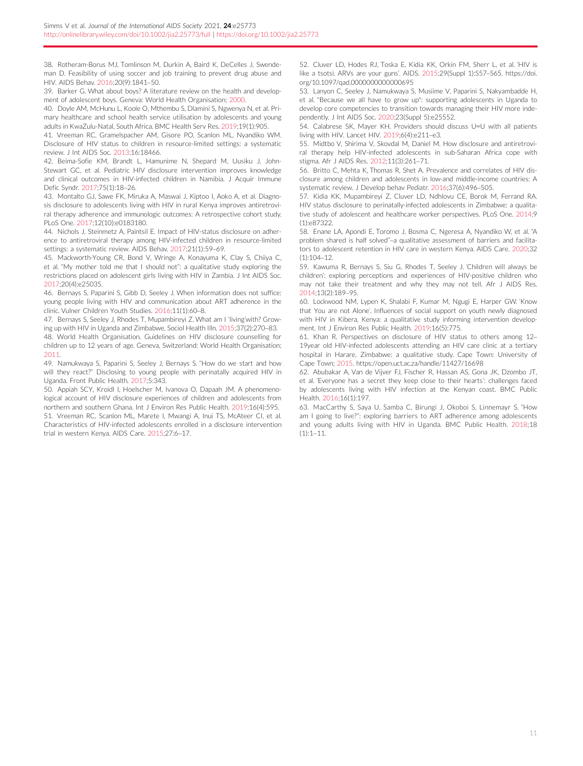38. Rotheram-Borus MJ, Tomlinson M, Durkin A, Baird K, DeCelles J, Swendeman D. Feasibility of using soccer and job training to prevent drug abuse and HIV. AIDS Behav. 2016;20(9):1841–50.

39. Barker G. What about boys? A literature review on the health and development of adolescent boys. Geneva: World Health Organisation; 2000.

40. Doyle AM, McHunu L, Koole O, Mthembu S, Dlamini S, Ngwenya N, et al. Primary healthcare and school health service utilisation by adolescents and young adults in KwaZulu-Natal, South Africa. BMC Health Serv Res. 2019;19(1):905.

41. Vreeman RC, Gramelspacher AM, Gisore PO, Scanlon ML, Nyandiko WM. Disclosure of HIV status to children in resource-limited settings: a systematic review. J Int AIDS Soc. 2013;16:18466.

42. Beima-Sofie KM, Brandt L, Hamunime N, Shepard M, Uusiku J, John-Stewart GC, et al. Pediatric HIV disclosure intervention improves knowledge and clinical outcomes in HIV-infected children in Namibia. J Acquir Immune Defic Syndr. 2017;75(1):18–26.

43. Montalto GJ, Sawe FK, Miruka A, Maswai J, Kiptoo I, Aoko A, et al. Diagnosis disclosure to adolescents living with HIV in rural Kenya improves antiretroviral therapy adherence and immunologic outcomes: A retrospective cohort study. PLoS One. 2017;12(10):e0183180.

44. Nichols J, Steinmetz A, Paintsil E. Impact of HIV-status disclosure on adherence to antiretroviral therapy among HIV-infected children in resource-limited settings: a systematic review. AIDS Behav. 2017;21(1):59–69.

45. Mackworth-Young CR, Bond V, Wringe A, Konayuma K, Clay S, Chiiya C, et al. "My mother told me that I should not": a qualitative study exploring the restrictions placed on adolescent girls living with HIV in Zambia. J Int AIDS Soc. 2017;20(4):e25035.

46. Bernays S, Paparini S, Gibb D, Seeley J. When information does not suffice: young people living with HIV and communication about ART adherence in the clinic. Vulner Children Youth Studies. 2016;11(1):60–8.

47. Bernays S, Seeley J, Rhodes T, Mupambireyi Z. What am I 'living'with? Growing up with HIV in Uganda and Zimbabwe. Sociol Health Illn. 2015;37(2):270–83.

48. World Health Organisation. Guidelines on HIV disclosure counselling for children up to 12 years of age. Geneva, Switzerland: World Health Organisation; 2011.

49. Namukwaya S, Paparini S, Seeley J, Bernays S. "How do we start and how will they react?" Disclosing to young people with perinatally acquired HIV in Uganda. Front Public Health. 2017;5:343.

50. Appiah SCY, Kroidl I, Hoelscher M, Ivanova O, Dapaah JM. A phenomenological account of HIV disclosure experiences of children and adolescents from northern and southern Ghana. Int J Environ Res Public Health. 2019;16(4):595.

51. Vreeman RC, Scanlon ML, Marete I, Mwangi A, Inui TS, McAteer CI, et al. Characteristics of HIV-infected adolescents enrolled in a disclosure intervention trial in western Kenya. AIDS Care. 2015;27:6–17.

52. Cluver LD, Hodes RJ, Toska E, Kidia KK, Orkin FM, Sherr L, et al. 'HIV is like a tsotsi. ARVs are your guns'. AIDS. 2015;29(Suppl 1):S57–S65. https://doi.org/10.1097/qad.0000000000000695

53. Lanyon C, Seeley J, Namukwaya S, Musiime V, Paparini S, Nakyambadde H, et al. "Because we all have to grow up": supporting adolescents in Uganda to develop core competencies to transition towards managing their HIV more independently. J Int AIDS Soc. 2020;23(Suppl 5):e25552.

54. Calabrese SK, Mayer KH. Providers should discuss U=U with all patients living with HIV. Lancet HIV. 2019;6(4):e211–e3.

55. Midtbo V, Shirima V, Skovdal M, Daniel M. How disclosure and antiretroviral therapy help HIV-infected adolescents in sub-Saharan Africa cope with stigma. Afr J AIDS Res. 2012;11(3):261–71.

56. Britto C, Mehta K, Thomas R, Shet A. Prevalence and correlates of HIV disclosure among children and adolescents in low-and middle-income countries: A systematic review. J Develop behav Pediatr. 2016;37(6):496–505.

57. Kidia KK, Mupambireyi Z, Cluver LD, Ndhlovu CE, Borok M, Ferrand RA. HIV status disclosure to perinatally-infected adolescents in Zimbabwe: a qualitative study of adolescent and healthcare worker perspectives. PLoS One. 2014;9(1):e87322.

58. Enane LA, Apondi E, Toromo J, Bosma C, Ngeresa A, Nyandiko W, et al. "A problem shared is half solved"–a qualitative assessment of barriers and facilitators to adolescent retention in HIV care in western Kenya. AIDS Care. 2020;32(1):104–12.

59. Kawuma R, Bernays S, Siu G, Rhodes T, Seeley J. 'Children will always be children': exploring perceptions and experiences of HIV-positive children who may not take their treatment and why they may not tell. Afr J AIDS Res. 2014;13(2):189–95.

60. Lockwood NM, Lypen K, Shalabi F, Kumar M, Ngugi E, Harper GW. 'Know that You are not Alone'. Influences of social support on youth newly diagnosed with HIV in Kibera, Kenya: a qualitative study informing intervention development. Int J Environ Res Public Health. 2019;16(5):775.

61. Khan R. Perspectives on disclosure of HIV status to others among 12–19year old HIV-infected adolescents attending an HIV care clinic at a tertiary hospital in Harare, Zimbabwe: a qualitative study. Cape Town: University of Cape Town; 2015. https://open.uct.ac.za/handle/11427/16698

62. Abubakar A, Van de Vijver FJ, Fischer R, Hassan AS, Gona JK, Dzombo JT, et al. 'Everyone has a secret they keep close to their hearts': challenges faced by adolescents living with HIV infection at the Kenyan coast. BMC Public Health. 2016;16(1):197.

63. MacCarthy S, Saya U, Samba C, Birungi J, Okoboi S, Linnemayr S. "How am I going to live?": exploring barriers to ART adherence among adolescents and young adults living with HIV in Uganda. BMC Public Health. 2018;18(1):1–11.